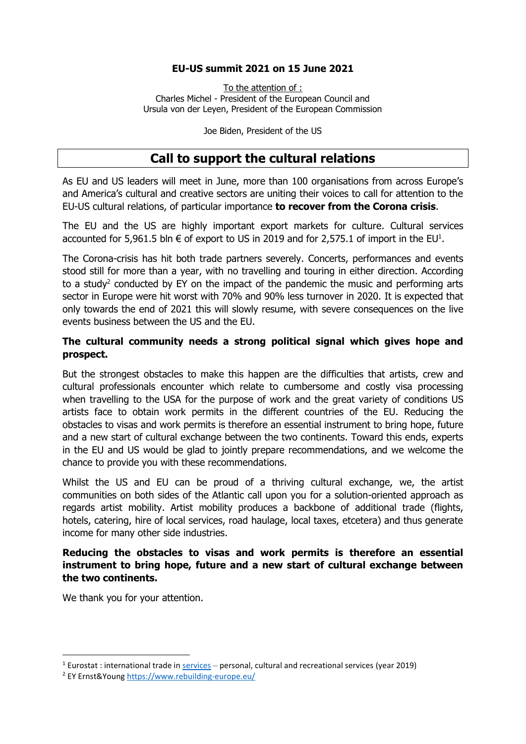**EU-US summit 2021 on 15 June 2021**

To the attention of :
Charles Michel - President of the European Council and
Ursula von der Leyen, President of the European Commission

Joe Biden, President of the US

# Call to support the cultural relations

As EU and US leaders will meet in June, more than 100 organisations from across Europe's and America's cultural and creative sectors are uniting their voices to call for attention to the EU-US cultural relations, of particular importance **to recover from the Corona crisis**.

The EU and the US are highly important export markets for culture. Cultural services accounted for 5,961.5 bln € of export to US in 2019 and for 2,575.1 of import in the EU[1].

The Corona-crisis has hit both trade partners severely. Concerts, performances and events stood still for more than a year, with no travelling and touring in either direction. According to a study[2] conducted by EY on the impact of the pandemic the music and performing arts sector in Europe were hit worst with 70% and 90% less turnover in 2020. It is expected that only towards the end of 2021 this will slowly resume, with severe consequences on the live events business between the US and the EU.

**The cultural community needs a strong political signal which gives hope and prospect.**

But the strongest obstacles to make this happen are the difficulties that artists, crew and cultural professionals encounter which relate to cumbersome and costly visa processing when travelling to the USA for the purpose of work and the great variety of conditions US artists face to obtain work permits in the different countries of the EU. Reducing the obstacles to visas and work permits is therefore an essential instrument to bring hope, future and a new start of cultural exchange between the two continents. Toward this ends, experts in the EU and US would be glad to jointly prepare recommendations, and we welcome the chance to provide you with these recommendations.

Whilst the US and EU can be proud of a thriving cultural exchange, we, the artist communities on both sides of the Atlantic call upon you for a solution-oriented approach as regards artist mobility. Artist mobility produces a backbone of additional trade (flights, hotels, catering, hire of local services, road haulage, local taxes, etcetera) and thus generate income for many other side industries.

**Reducing the obstacles to visas and work permits is therefore an essential instrument to bring hope, future and a new start of cultural exchange between the two continents.**

We thank you for your attention.

---

[1] Eurostat : international trade in services – personal, cultural and recreational services (year 2019)

[2] EY Ernst&Young https://www.rebuilding-europe.eu/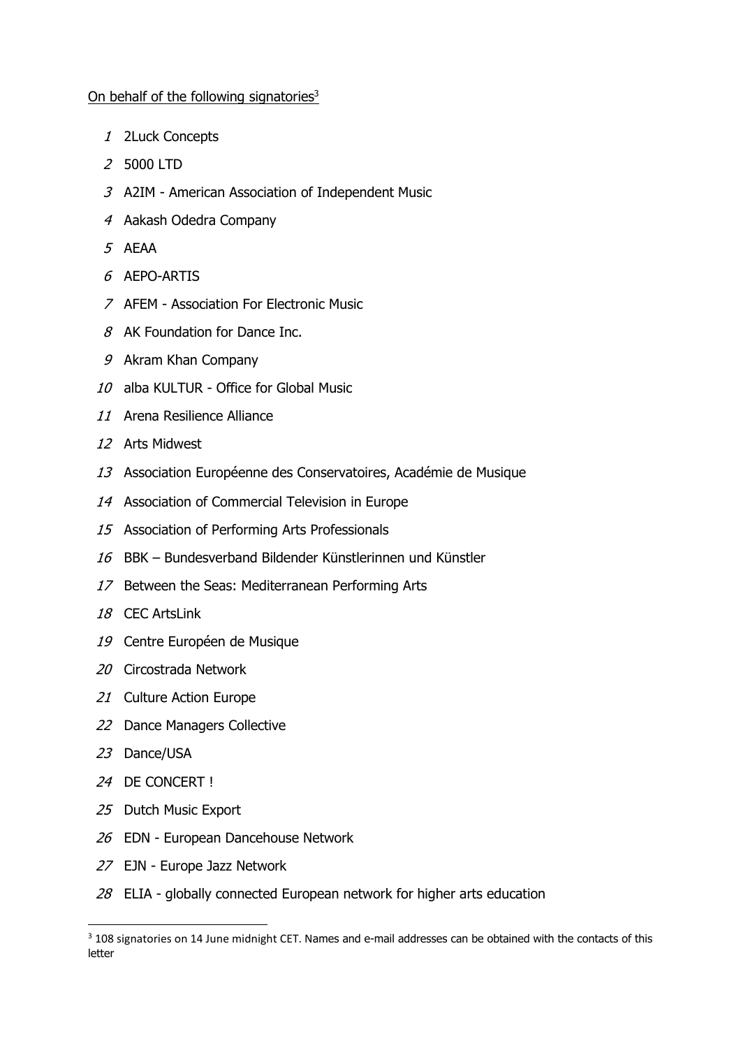On behalf of the following signatories[3]

1. 2Luck Concepts
2. 5000 LTD
3. A2IM - American Association of Independent Music
4. Aakash Odedra Company
5. AEAA
6. AEPO-ARTIS
7. AFEM - Association For Electronic Music
8. AK Foundation for Dance Inc.
9. Akram Khan Company
10. alba KULTUR - Office for Global Music
11. Arena Resilience Alliance
12. Arts Midwest
13. Association Européenne des Conservatoires, Académie de Musique
14. Association of Commercial Television in Europe
15. Association of Performing Arts Professionals
16. BBK – Bundesverband Bildender Künstlerinnen und Künstler
17. Between the Seas: Mediterranean Performing Arts
18. CEC ArtsLink
19. Centre Européen de Musique
20. Circostrada Network
21. Culture Action Europe
22. Dance Managers Collective
23. Dance/USA
24. DE CONCERT !
25. Dutch Music Export
26. EDN - European Dancehouse Network
27. EJN - Europe Jazz Network
28. ELIA - globally connected European network for higher arts education

[3] 108 signatories on 14 June midnight CET. Names and e-mail addresses can be obtained with the contacts of this letter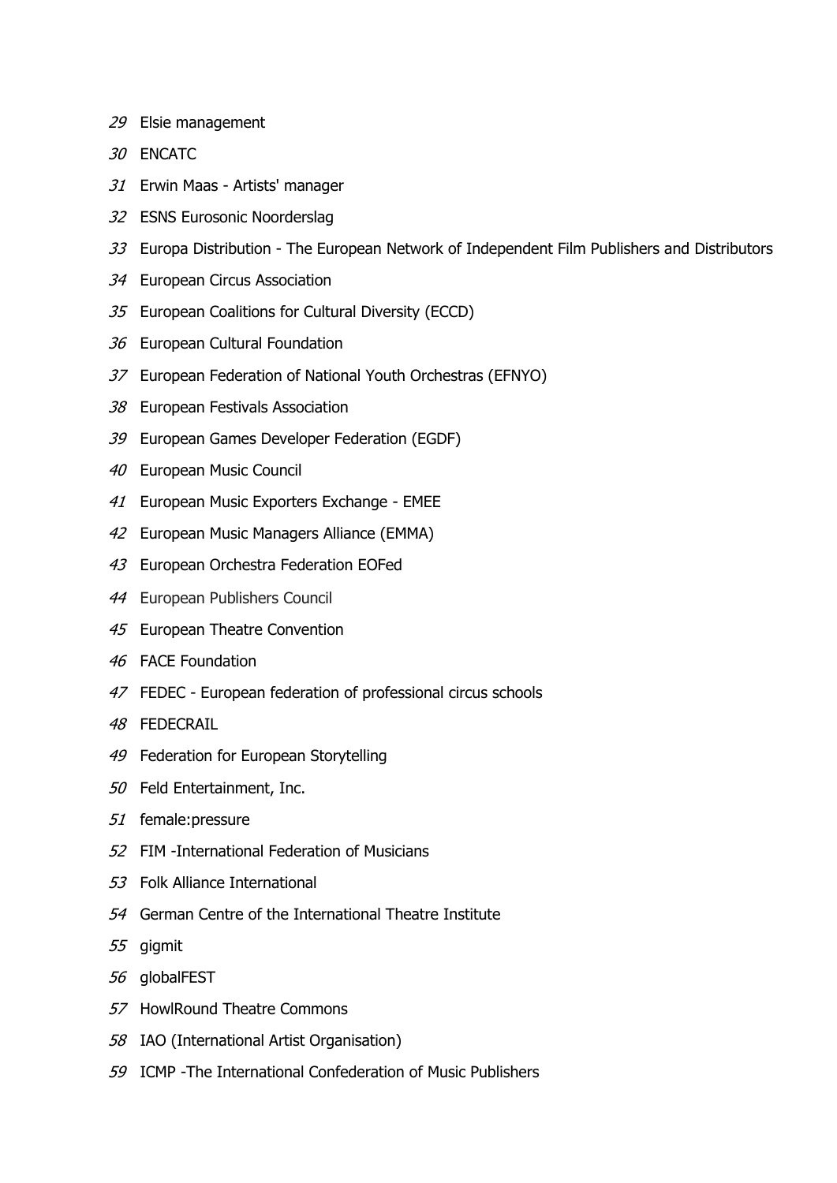29. Elsie management
30. ENCATC
31. Erwin Maas - Artists' manager
32. ESNS Eurosonic Noorderslag
33. Europa Distribution - The European Network of Independent Film Publishers and Distributors
34. European Circus Association
35. European Coalitions for Cultural Diversity (ECCD)
36. European Cultural Foundation
37. European Federation of National Youth Orchestras (EFNYO)
38. European Festivals Association
39. European Games Developer Federation (EGDF)
40. European Music Council
41. European Music Exporters Exchange - EMEE
42. European Music Managers Alliance (EMMA)
43. European Orchestra Federation EOFed
44. European Publishers Council
45. European Theatre Convention
46. FACE Foundation
47. FEDEC - European federation of professional circus schools
48. FEDECRAIL
49. Federation for European Storytelling
50. Feld Entertainment, Inc.
51. female:pressure
52. FIM -International Federation of Musicians
53. Folk Alliance International
54. German Centre of the International Theatre Institute
55. gigmit
56. globalFEST
57. HowlRound Theatre Commons
58. IAO (International Artist Organisation)
59. ICMP -The International Confederation of Music Publishers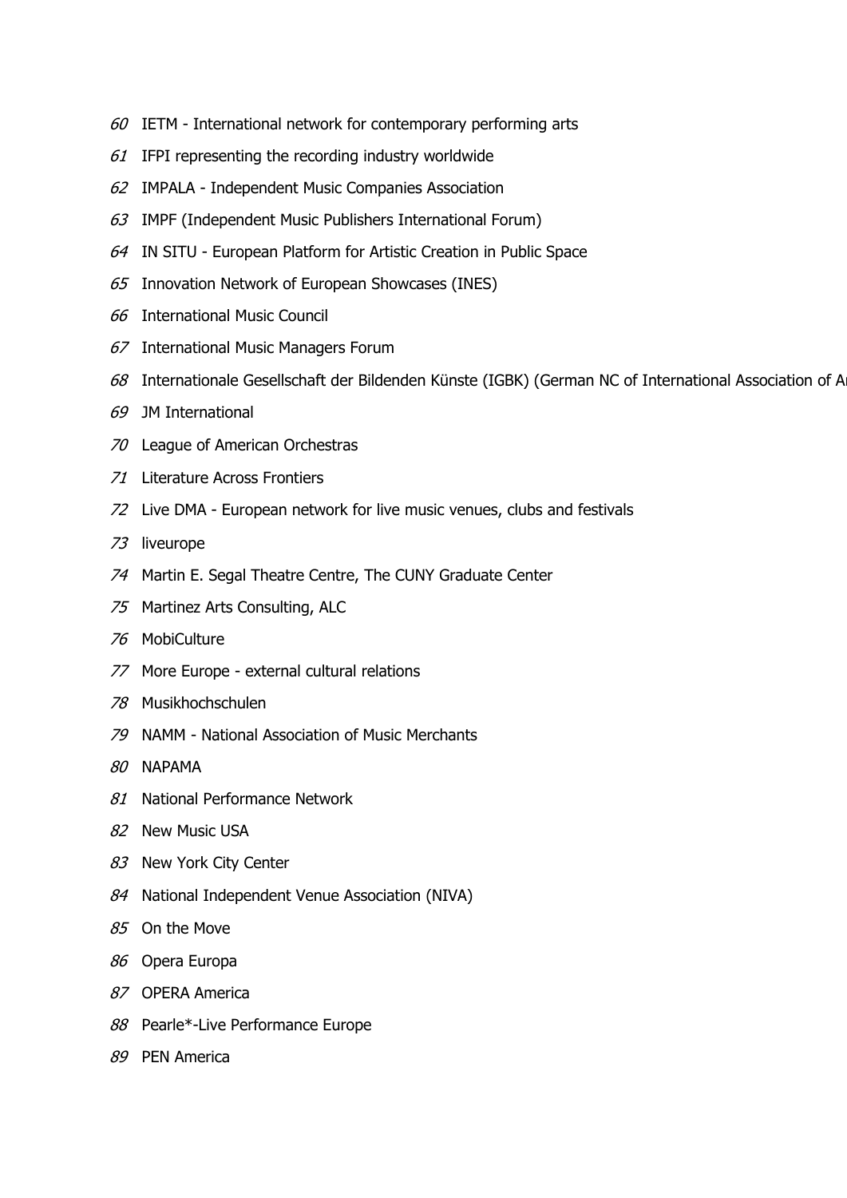60 IETM - International network for contemporary performing arts

61 IFPI representing the recording industry worldwide

62 IMPALA - Independent Music Companies Association

63 IMPF (Independent Music Publishers International Forum)

64 IN SITU - European Platform for Artistic Creation in Public Space

65 Innovation Network of European Showcases (INES)

66 International Music Council

67 International Music Managers Forum

68 Internationale Gesellschaft der Bildenden Künste (IGBK) (German NC of International Association of A

69 JM International

70 League of American Orchestras

71 Literature Across Frontiers

72 Live DMA - European network for live music venues, clubs and festivals

73 liveurope

74 Martin E. Segal Theatre Centre, The CUNY Graduate Center

75 Martinez Arts Consulting, ALC

76 MobiCulture

77 More Europe - external cultural relations

78 Musikhochschulen

79 NAMM - National Association of Music Merchants

80 NAPAMA

81 National Performance Network

82 New Music USA

83 New York City Center

84 National Independent Venue Association (NIVA)

85 On the Move

86 Opera Europa

87 OPERA America

88 Pearle*-Live Performance Europe

89 PEN America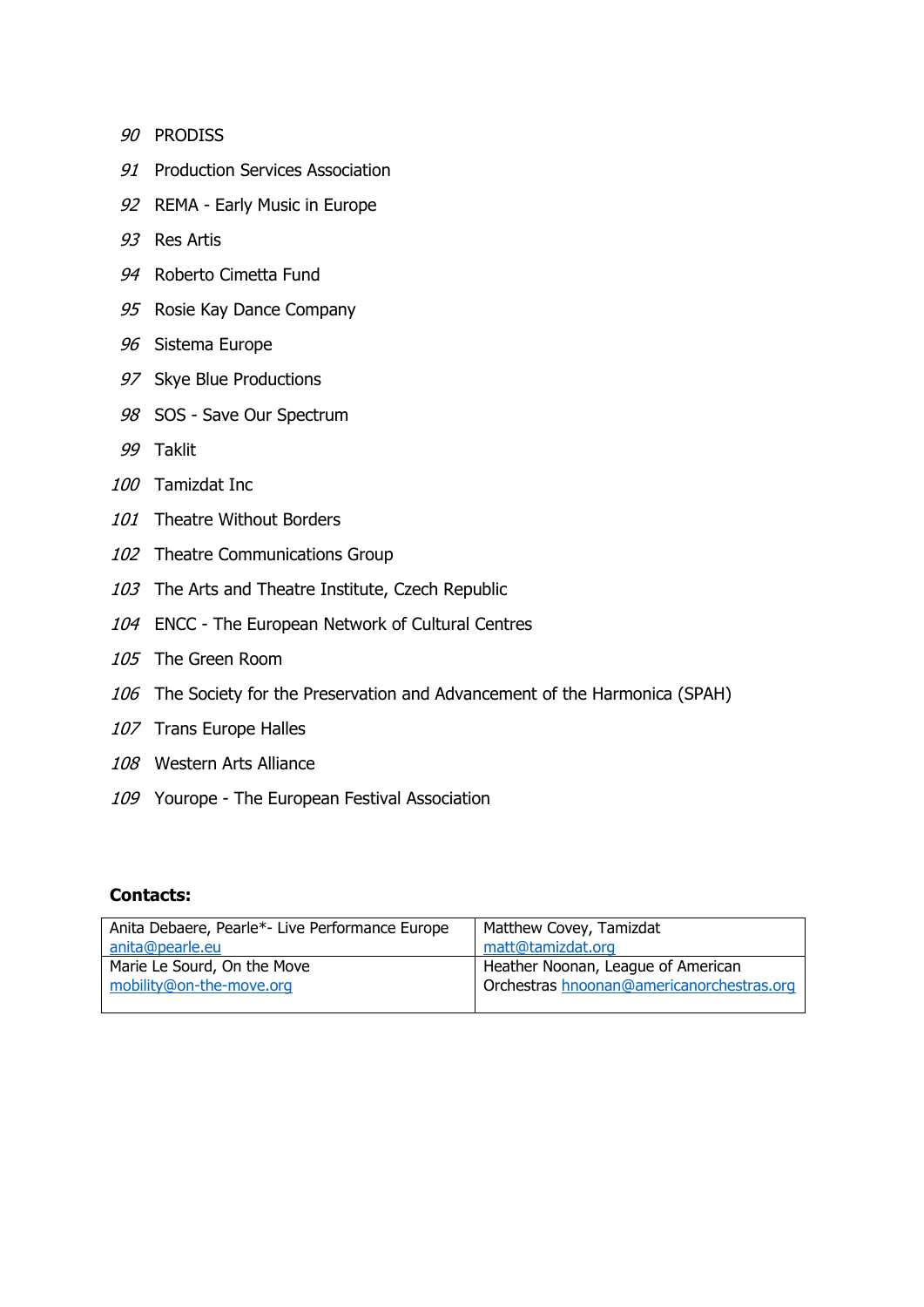90. PRODISS
91. Production Services Association
92. REMA - Early Music in Europe
93. Res Artis
94. Roberto Cimetta Fund
95. Rosie Kay Dance Company
96. Sistema Europe
97. Skye Blue Productions
98. SOS - Save Our Spectrum
99. Taklit
100. Tamizdat Inc
101. Theatre Without Borders
102. Theatre Communications Group
103. The Arts and Theatre Institute, Czech Republic
104. ENCC - The European Network of Cultural Centres
105. The Green Room
106. The Society for the Preservation and Advancement of the Harmonica (SPAH)
107. Trans Europe Halles
108. Western Arts Alliance
109. Yourope - The European Festival Association

**Contacts:**

| | |
|---|---|
| Anita Debaere, Pearle*- Live Performance Europe anita@pearle.eu | Matthew Covey, Tamizdat matt@tamizdat.org |
| Marie Le Sourd, On the Move mobility@on-the-move.org | Heather Noonan, League of American Orchestras hnoonan@americanorchestras.org |